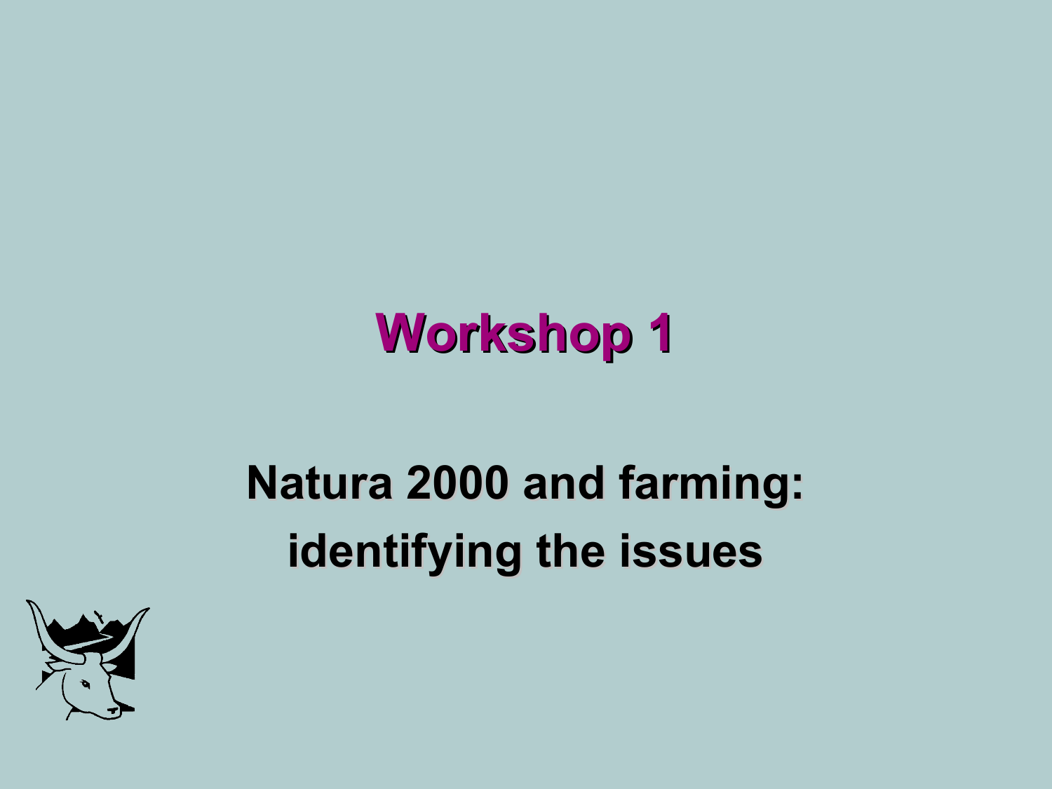# Workshop 1

## Natura 2000 and farming: identifying the issues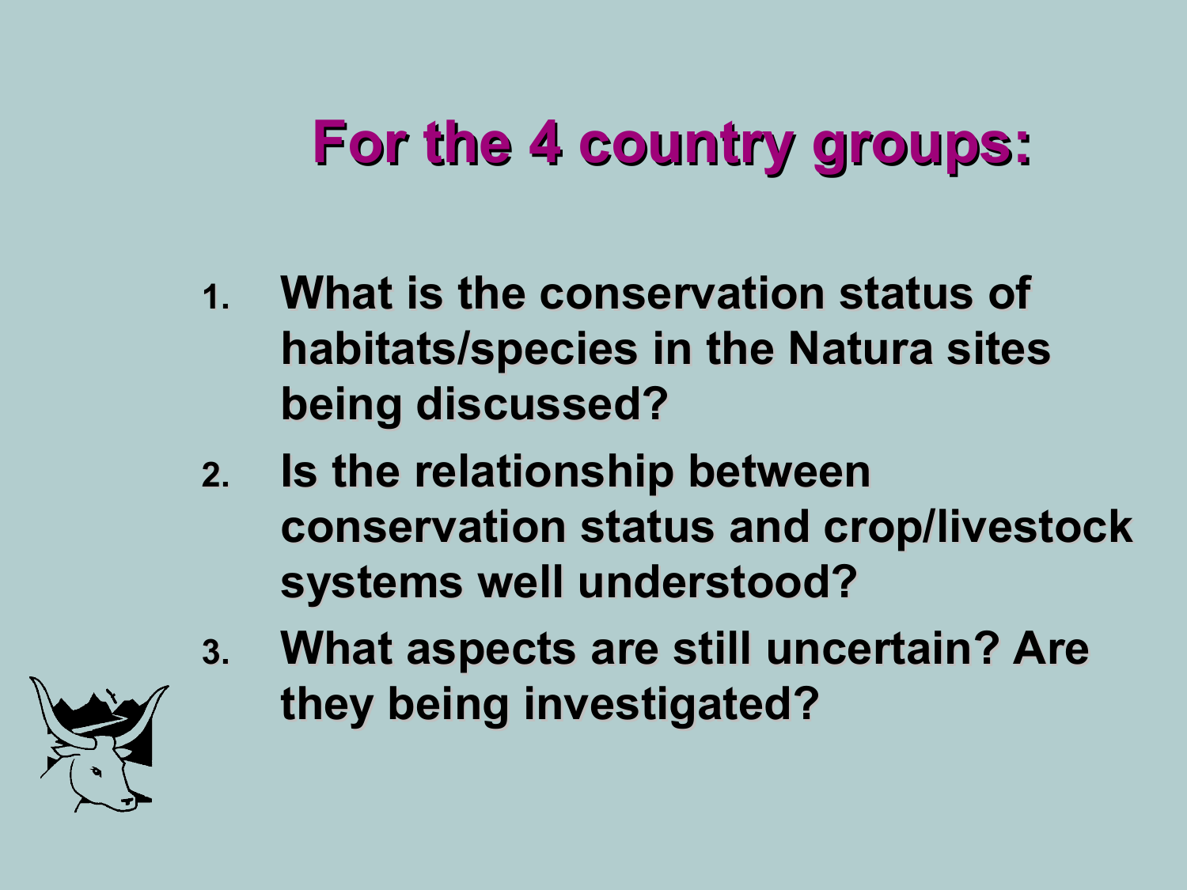# For the 4 country groups:

1. What is the conservation status of habitats/species in the Natura sites being discussed?
2. Is the relationship between conservation status and crop/livestock systems well understood?
3. What aspects are still uncertain? Are they being investigated?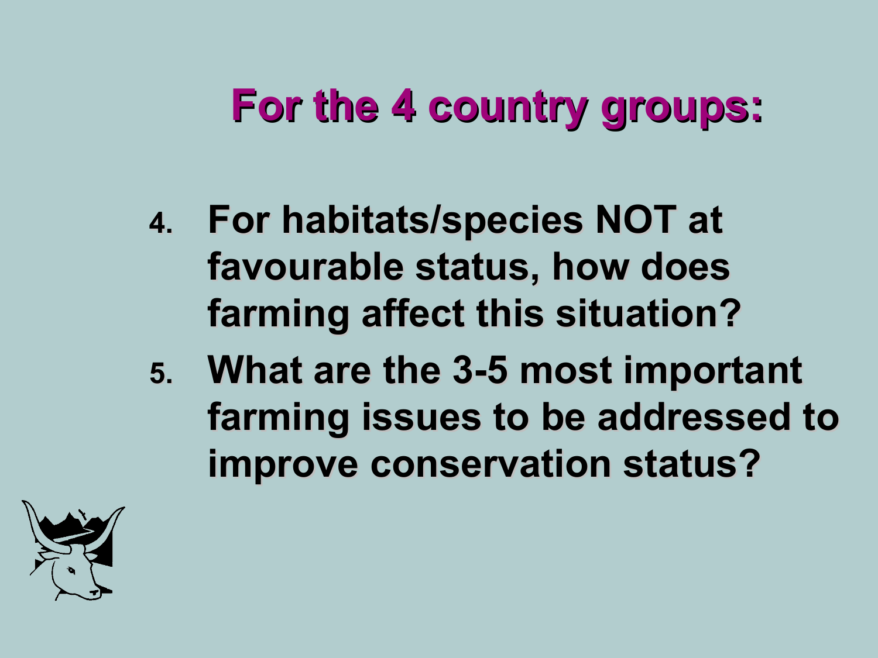# For the 4 country groups:

4. For habitats/species NOT at favourable status, how does farming affect this situation?
5. What are the 3-5 most important farming issues to be addressed to improve conservation status?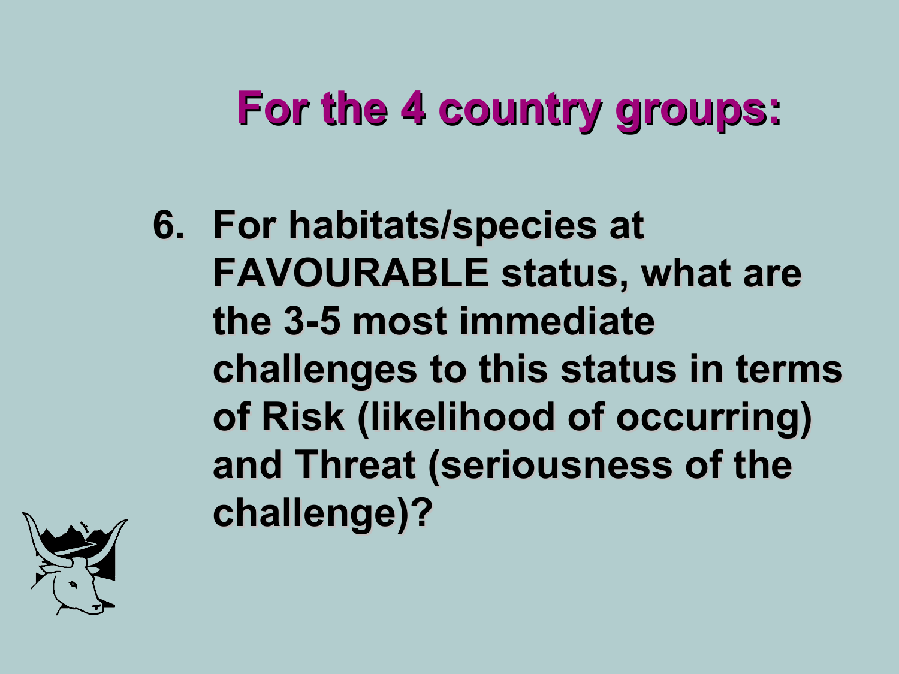# For the 4 country groups:

6. For habitats/species at FAVOURABLE status, what are the 3-5 most immediate challenges to this status in terms of Risk (likelihood of occurring) and Threat (seriousness of the challenge)?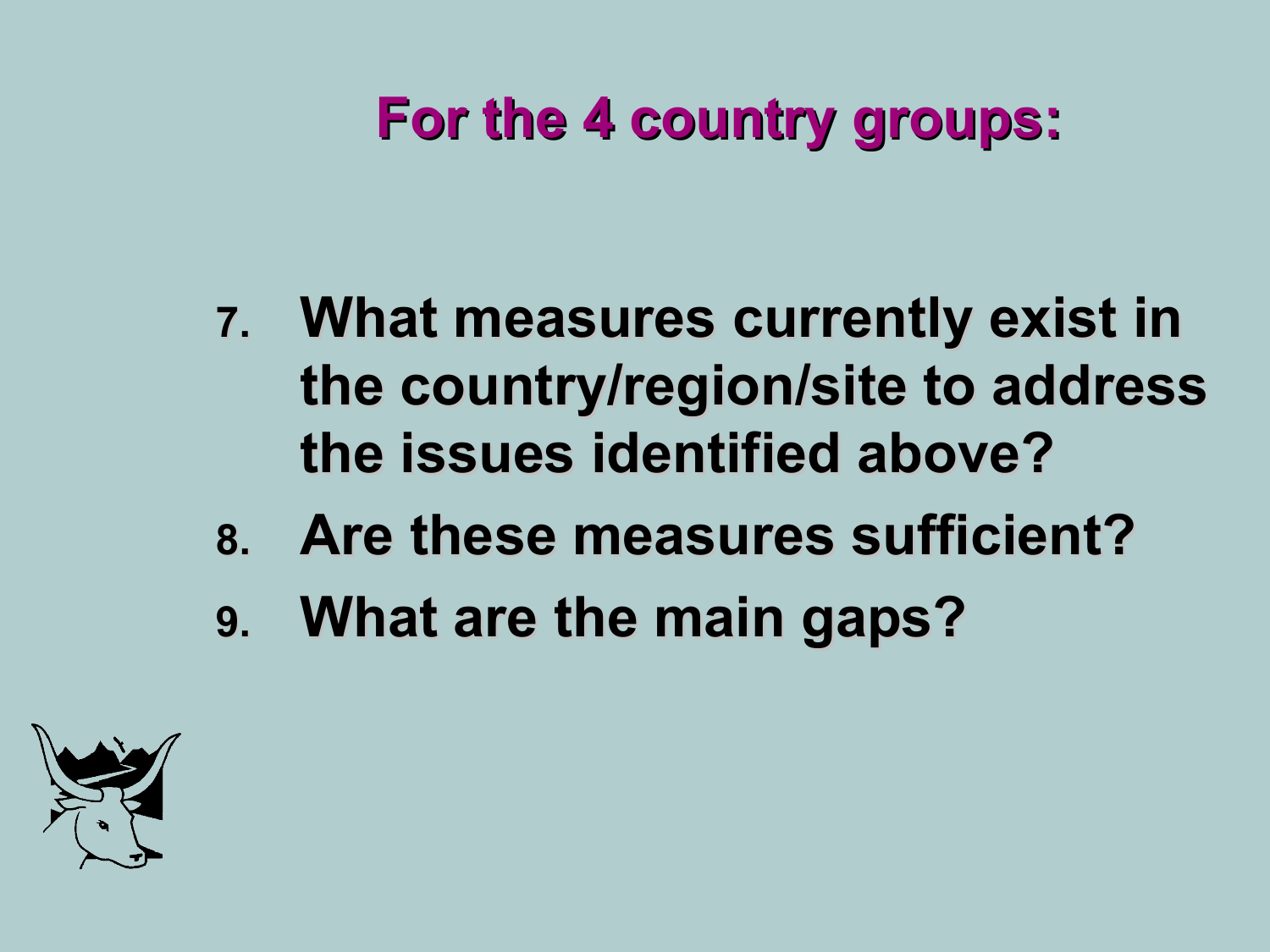## For the 4 country groups:

7. What measures currently exist in the country/region/site to address the issues identified above?
8. Are these measures sufficient?
9. What are the main gaps?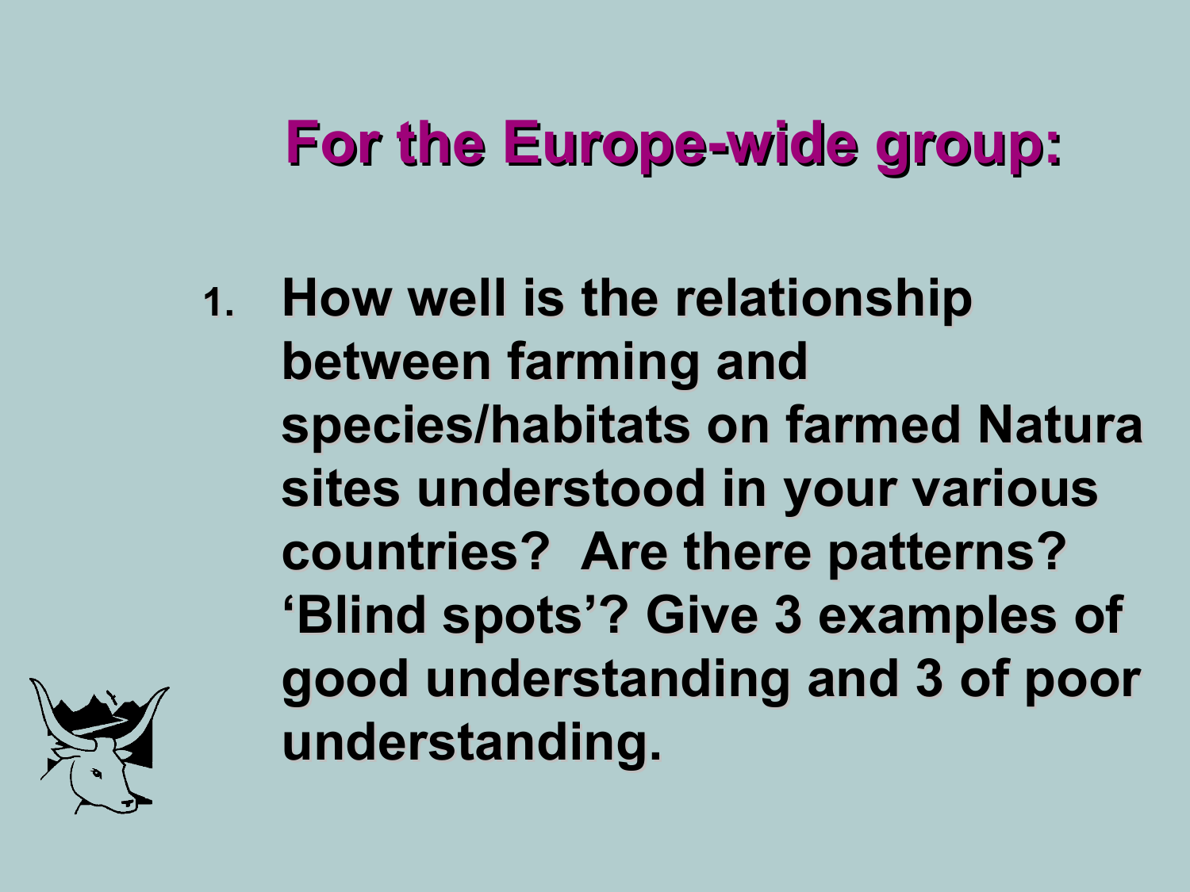# For the Europe-wide group:

1. How well is the relationship between farming and species/habitats on farmed Natura sites understood in your various countries? Are there patterns? 'Blind spots'? Give 3 examples of good understanding and 3 of poor understanding.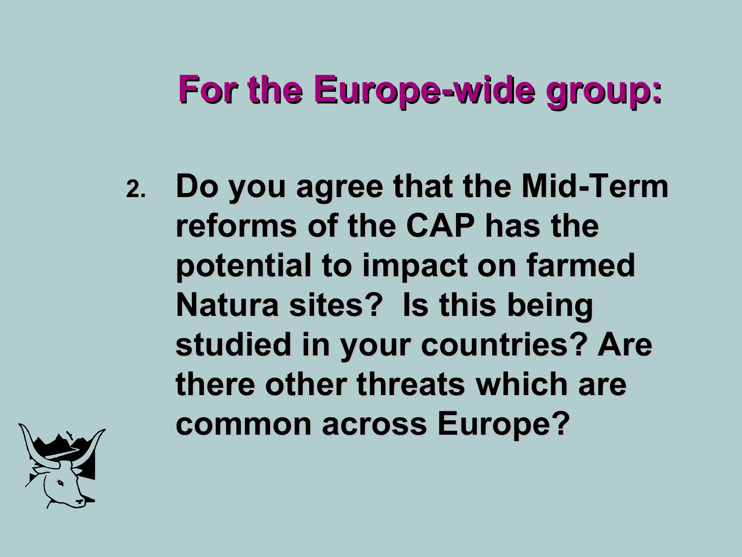# For the Europe-wide group:

2. Do you agree that the Mid-Term reforms of the CAP has the potential to impact on farmed Natura sites? Is this being studied in your countries? Are there other threats which are common across Europe?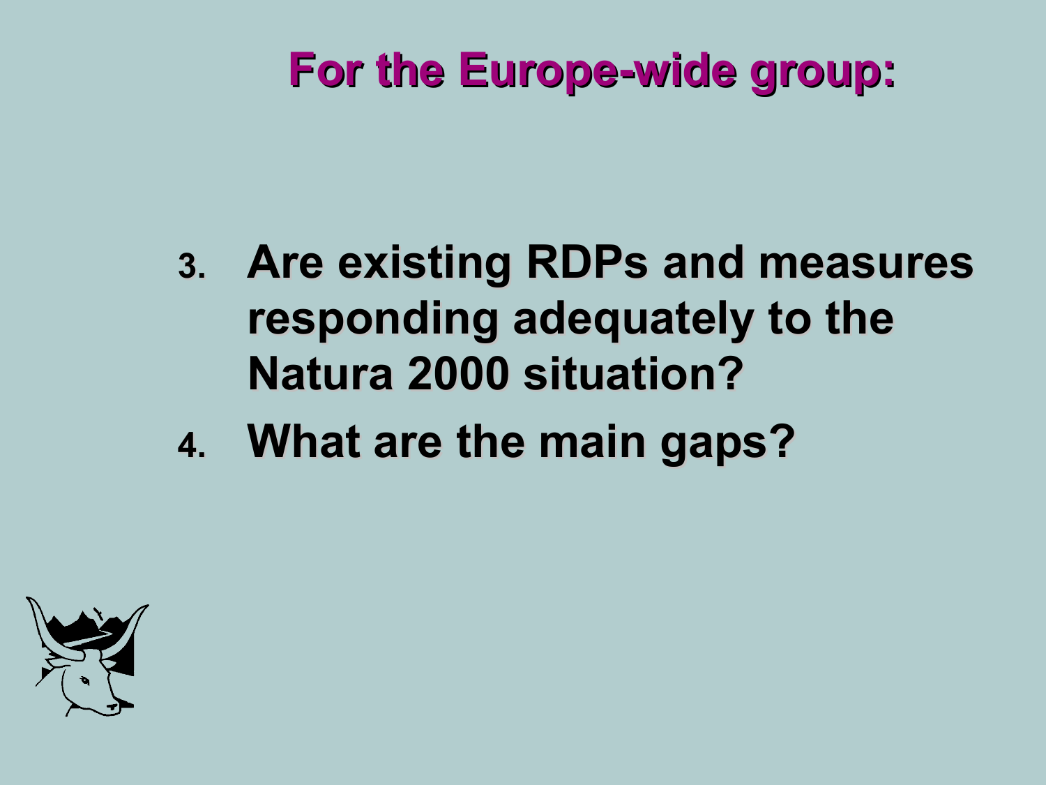# For the Europe-wide group:

3. Are existing RDPs and measures responding adequately to the Natura 2000 situation?
4. What are the main gaps?